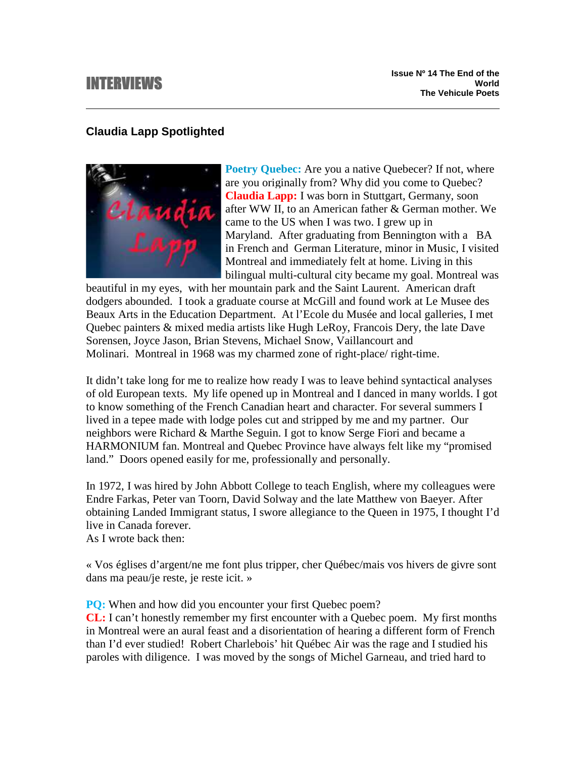# INTERVIEWS

**Issue Nº 14 The End of the World**
**The Vehicule Poets**

## Claudia Lapp Spotlighted

**Poetry Quebec:** Are you a native Quebecer? If not, where are you originally from? Why did you come to Quebec?
**Claudia Lapp:** I was born in Stuttgart, Germany, soon after WW II, to an American father & German mother. We came to the US when I was two. I grew up in Maryland. After graduating from Bennington with a BA in French and German Literature, minor in Music, I visited Montreal and immediately felt at home. Living in this bilingual multi-cultural city became my goal. Montreal was beautiful in my eyes, with her mountain park and the Saint Laurent. American draft dodgers abounded. I took a graduate course at McGill and found work at Le Musee des Beaux Arts in the Education Department. At l'Ecole du Musée and local galleries, I met Quebec painters & mixed media artists like Hugh LeRoy, Francois Dery, the late Dave Sorensen, Joyce Jason, Brian Stevens, Michael Snow, Vaillancourt and Molinari. Montreal in 1968 was my charmed zone of right-place/ right-time.

It didn't take long for me to realize how ready I was to leave behind syntactical analyses of old European texts. My life opened up in Montreal and I danced in many worlds. I got to know something of the French Canadian heart and character. For several summers I lived in a tepee made with lodge poles cut and stripped by me and my partner. Our neighbors were Richard & Marthe Seguin. I got to know Serge Fiori and became a HARMONIUM fan. Montreal and Quebec Province have always felt like my "promised land." Doors opened easily for me, professionally and personally.

In 1972, I was hired by John Abbott College to teach English, where my colleagues were Endre Farkas, Peter van Toorn, David Solway and the late Matthew von Baeyer. After obtaining Landed Immigrant status, I swore allegiance to the Queen in 1975, I thought I'd live in Canada forever.
As I wrote back then:

« Vos églises d'argent/ne me font plus tripper, cher Québec/mais vos hivers de givre sont dans ma peau/je reste, je reste icit. »

**PQ:** When and how did you encounter your first Quebec poem?
**CL:** I can't honestly remember my first encounter with a Quebec poem. My first months in Montreal were an aural feast and a disorientation of hearing a different form of French than I'd ever studied! Robert Charlebois' hit Québec Air was the rage and I studied his paroles with diligence. I was moved by the songs of Michel Garneau, and tried hard to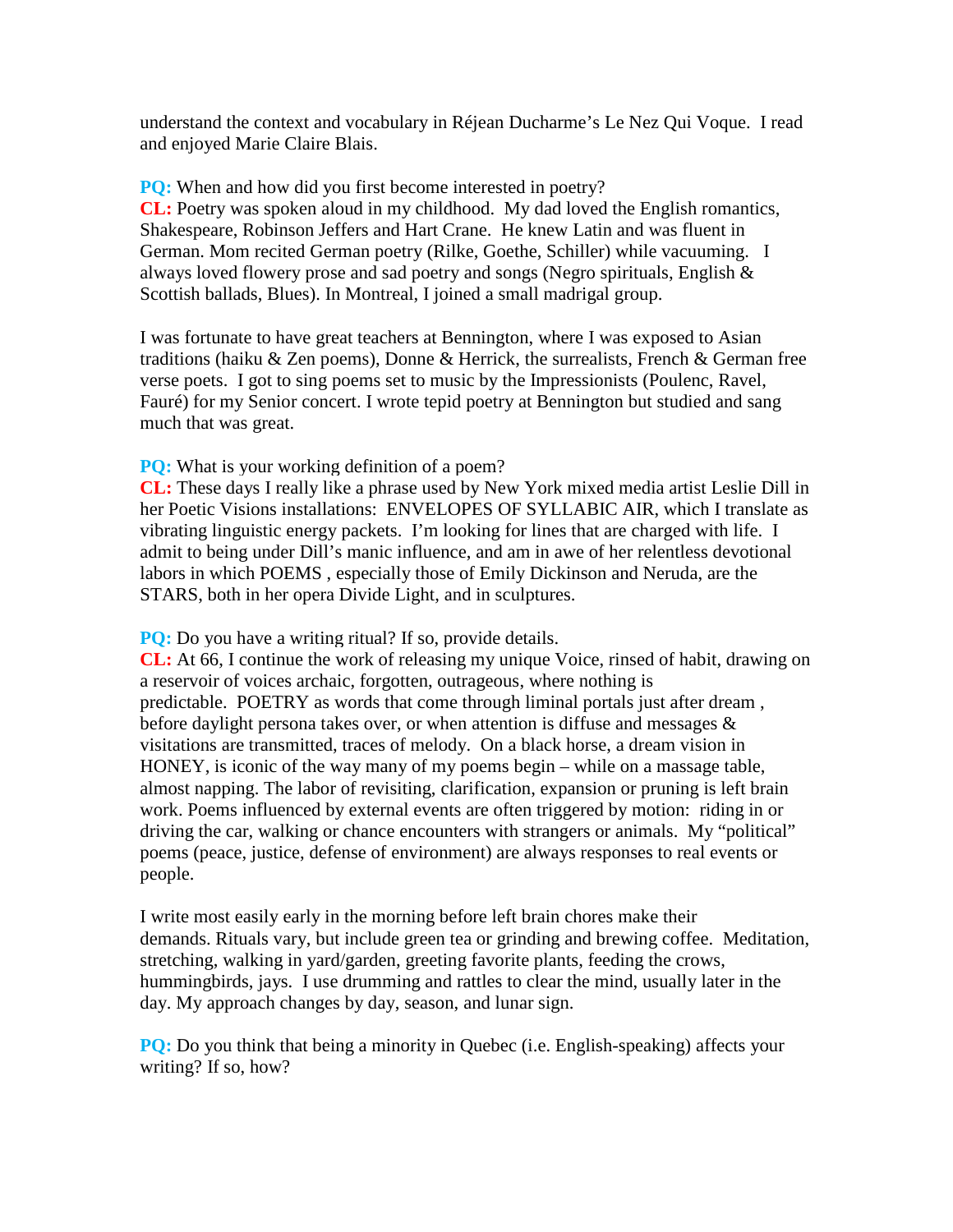understand the context and vocabulary in Réjean Ducharme's Le Nez Qui Voque. I read and enjoyed Marie Claire Blais.

**PQ:** When and how did you first become interested in poetry?
**CL:** Poetry was spoken aloud in my childhood. My dad loved the English romantics, Shakespeare, Robinson Jeffers and Hart Crane. He knew Latin and was fluent in German. Mom recited German poetry (Rilke, Goethe, Schiller) while vacuuming. I always loved flowery prose and sad poetry and songs (Negro spirituals, English & Scottish ballads, Blues). In Montreal, I joined a small madrigal group.

I was fortunate to have great teachers at Bennington, where I was exposed to Asian traditions (haiku & Zen poems), Donne & Herrick, the surrealists, French & German free verse poets. I got to sing poems set to music by the Impressionists (Poulenc, Ravel, Fauré) for my Senior concert. I wrote tepid poetry at Bennington but studied and sang much that was great.

**PQ:** What is your working definition of a poem?
**CL:** These days I really like a phrase used by New York mixed media artist Leslie Dill in her Poetic Visions installations: ENVELOPES OF SYLLABIC AIR, which I translate as vibrating linguistic energy packets. I'm looking for lines that are charged with life. I admit to being under Dill's manic influence, and am in awe of her relentless devotional labors in which POEMS , especially those of Emily Dickinson and Neruda, are the STARS, both in her opera Divide Light, and in sculptures.

**PQ:** Do you have a writing ritual? If so, provide details.
**CL:** At 66, I continue the work of releasing my unique Voice, rinsed of habit, drawing on a reservoir of voices archaic, forgotten, outrageous, where nothing is predictable. POETRY as words that come through liminal portals just after dream , before daylight persona takes over, or when attention is diffuse and messages & visitations are transmitted, traces of melody. On a black horse, a dream vision in HONEY, is iconic of the way many of my poems begin – while on a massage table, almost napping. The labor of revisiting, clarification, expansion or pruning is left brain work. Poems influenced by external events are often triggered by motion: riding in or driving the car, walking or chance encounters with strangers or animals. My "political" poems (peace, justice, defense of environment) are always responses to real events or people.

I write most easily early in the morning before left brain chores make their demands. Rituals vary, but include green tea or grinding and brewing coffee. Meditation, stretching, walking in yard/garden, greeting favorite plants, feeding the crows, hummingbirds, jays. I use drumming and rattles to clear the mind, usually later in the day. My approach changes by day, season, and lunar sign.

**PQ:** Do you think that being a minority in Quebec (i.e. English-speaking) affects your writing? If so, how?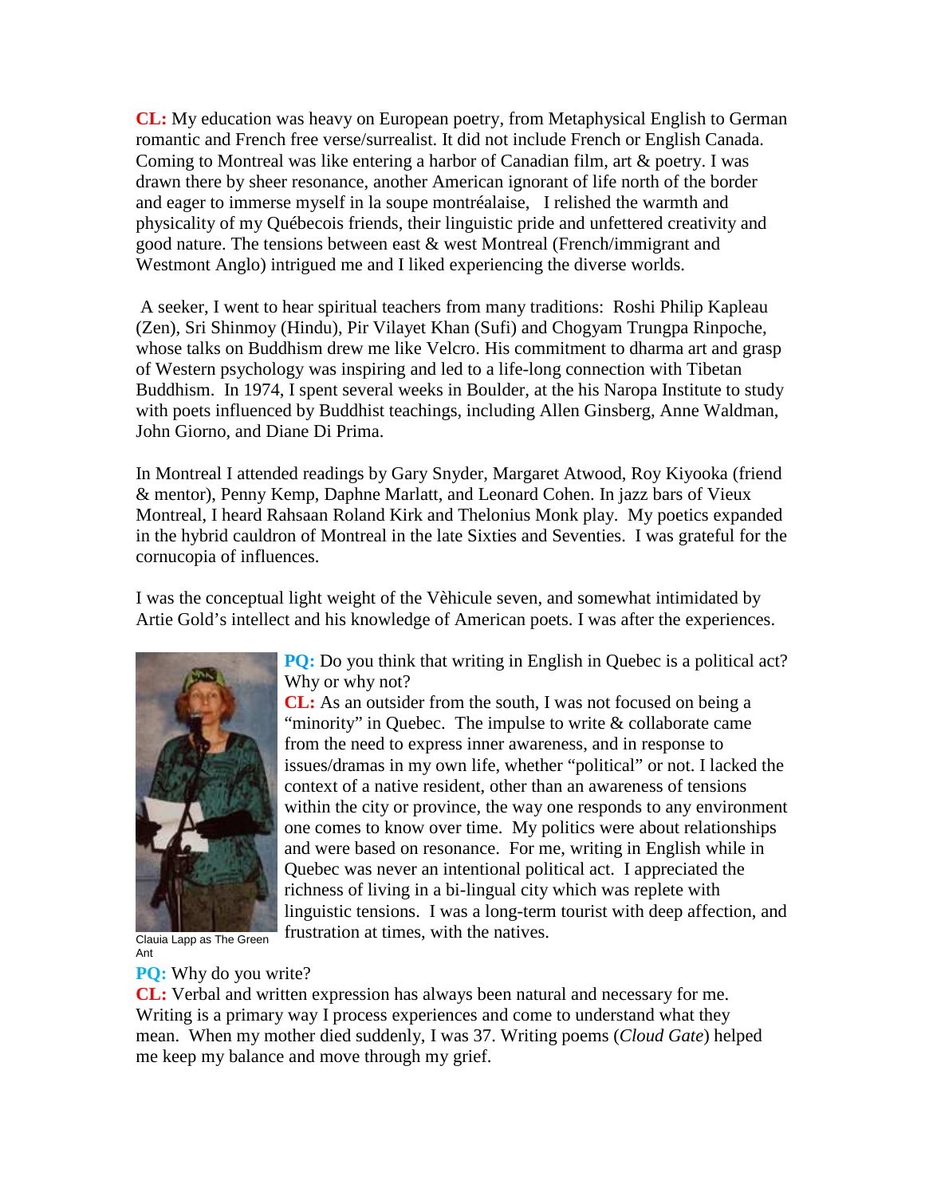**CL:** My education was heavy on European poetry, from Metaphysical English to German romantic and French free verse/surrealist. It did not include French or English Canada. Coming to Montreal was like entering a harbor of Canadian film, art & poetry. I was drawn there by sheer resonance, another American ignorant of life north of the border and eager to immerse myself in la soupe montréalaise,   I relished the warmth and physicality of my Québecois friends, their linguistic pride and unfettered creativity and good nature. The tensions between east & west Montreal (French/immigrant and Westmont Anglo) intrigued me and I liked experiencing the diverse worlds.

A seeker, I went to hear spiritual teachers from many traditions:  Roshi Philip Kapleau (Zen), Sri Shinmoy (Hindu), Pir Vilayet Khan (Sufi) and Chogyam Trungpa Rinpoche, whose talks on Buddhism drew me like Velcro. His commitment to dharma art and grasp of Western psychology was inspiring and led to a life-long connection with Tibetan Buddhism.  In 1974, I spent several weeks in Boulder, at the his Naropa Institute to study with poets influenced by Buddhist teachings, including Allen Ginsberg, Anne Waldman, John Giorno, and Diane Di Prima.

In Montreal I attended readings by Gary Snyder, Margaret Atwood, Roy Kiyooka (friend & mentor), Penny Kemp, Daphne Marlatt, and Leonard Cohen. In jazz bars of Vieux Montreal, I heard Rahsaan Roland Kirk and Thelonius Monk play.  My poetics expanded in the hybrid cauldron of Montreal in the late Sixties and Seventies.  I was grateful for the cornucopia of influences.

I was the conceptual light weight of the Vèhicule seven, and somewhat intimidated by Artie Gold's intellect and his knowledge of American poets. I was after the experiences.

Clauia Lapp as The Green Ant

**PQ:** Do you think that writing in English in Quebec is a political act? Why or why not?
**CL:** As an outsider from the south, I was not focused on being a "minority" in Quebec.  The impulse to write & collaborate came from the need to express inner awareness, and in response to issues/dramas in my own life, whether "political" or not. I lacked the context of a native resident, other than an awareness of tensions within the city or province, the way one responds to any environment one comes to know over time.  My politics were about relationships and were based on resonance.  For me, writing in English while in Quebec was never an intentional political act.  I appreciated the richness of living in a bi-lingual city which was replete with linguistic tensions.  I was a long-term tourist with deep affection, and frustration at times, with the natives.

**PQ:** Why do you write?
**CL:** Verbal and written expression has always been natural and necessary for me. Writing is a primary way I process experiences and come to understand what they mean.  When my mother died suddenly, I was 37. Writing poems (*Cloud Gate*) helped me keep my balance and move through my grief.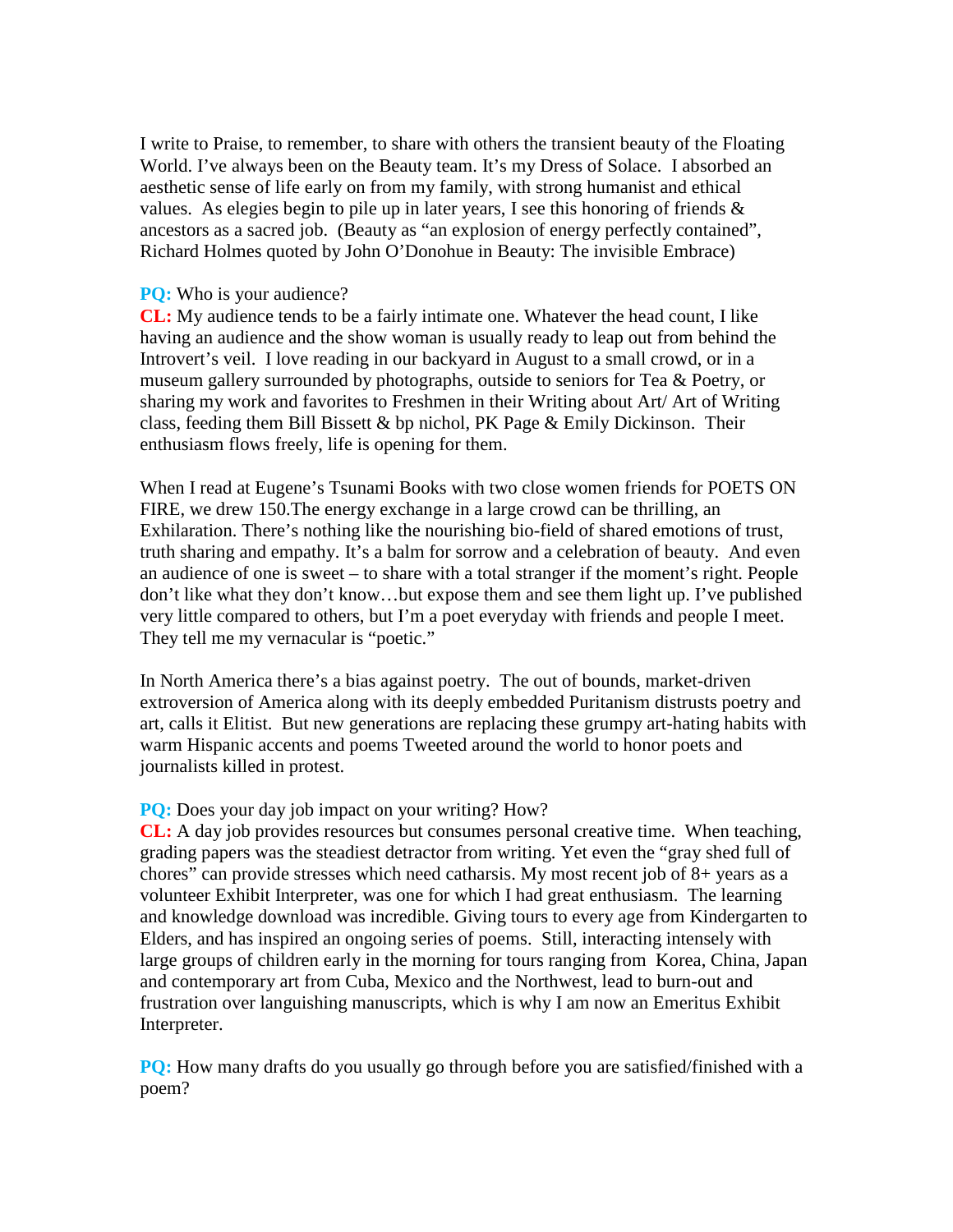I write to Praise, to remember, to share with others the transient beauty of the Floating World. I've always been on the Beauty team. It's my Dress of Solace. I absorbed an aesthetic sense of life early on from my family, with strong humanist and ethical values. As elegies begin to pile up in later years, I see this honoring of friends & ancestors as a sacred job. (Beauty as "an explosion of energy perfectly contained", Richard Holmes quoted by John O'Donohue in Beauty: The invisible Embrace)

**PQ:** Who is your audience?
**CL:** My audience tends to be a fairly intimate one. Whatever the head count, I like having an audience and the show woman is usually ready to leap out from behind the Introvert's veil. I love reading in our backyard in August to a small crowd, or in a museum gallery surrounded by photographs, outside to seniors for Tea & Poetry, or sharing my work and favorites to Freshmen in their Writing about Art/ Art of Writing class, feeding them Bill Bissett & bp nichol, PK Page & Emily Dickinson. Their enthusiasm flows freely, life is opening for them.

When I read at Eugene's Tsunami Books with two close women friends for POETS ON FIRE, we drew 150.The energy exchange in a large crowd can be thrilling, an Exhilaration. There's nothing like the nourishing bio-field of shared emotions of trust, truth sharing and empathy. It's a balm for sorrow and a celebration of beauty. And even an audience of one is sweet – to share with a total stranger if the moment's right. People don't like what they don't know…but expose them and see them light up. I've published very little compared to others, but I'm a poet everyday with friends and people I meet. They tell me my vernacular is "poetic."

In North America there's a bias against poetry. The out of bounds, market-driven extroversion of America along with its deeply embedded Puritanism distrusts poetry and art, calls it Elitist. But new generations are replacing these grumpy art-hating habits with warm Hispanic accents and poems Tweeted around the world to honor poets and journalists killed in protest.

**PQ:** Does your day job impact on your writing? How?
**CL:** A day job provides resources but consumes personal creative time. When teaching, grading papers was the steadiest detractor from writing. Yet even the "gray shed full of chores" can provide stresses which need catharsis. My most recent job of 8+ years as a volunteer Exhibit Interpreter, was one for which I had great enthusiasm. The learning and knowledge download was incredible. Giving tours to every age from Kindergarten to Elders, and has inspired an ongoing series of poems. Still, interacting intensely with large groups of children early in the morning for tours ranging from Korea, China, Japan and contemporary art from Cuba, Mexico and the Northwest, lead to burn-out and frustration over languishing manuscripts, which is why I am now an Emeritus Exhibit Interpreter.

**PQ:** How many drafts do you usually go through before you are satisfied/finished with a poem?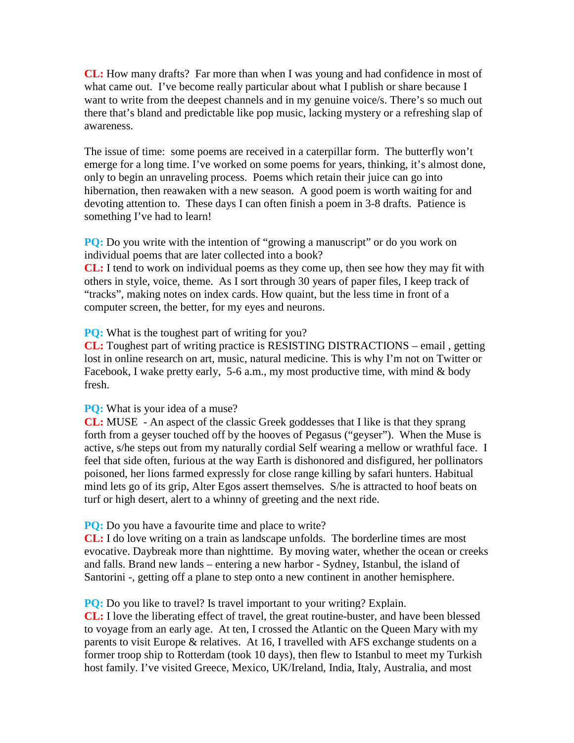**CL:** How many drafts? Far more than when I was young and had confidence in most of what came out. I've become really particular about what I publish or share because I want to write from the deepest channels and in my genuine voice/s. There's so much out there that's bland and predictable like pop music, lacking mystery or a refreshing slap of awareness.

The issue of time: some poems are received in a caterpillar form. The butterfly won't emerge for a long time. I've worked on some poems for years, thinking, it's almost done, only to begin an unraveling process. Poems which retain their juice can go into hibernation, then reawaken with a new season. A good poem is worth waiting for and devoting attention to. These days I can often finish a poem in 3-8 drafts. Patience is something I've had to learn!

**PQ:** Do you write with the intention of "growing a manuscript" or do you work on individual poems that are later collected into a book?
**CL:** I tend to work on individual poems as they come up, then see how they may fit with others in style, voice, theme. As I sort through 30 years of paper files, I keep track of "tracks", making notes on index cards. How quaint, but the less time in front of a computer screen, the better, for my eyes and neurons.

**PQ:** What is the toughest part of writing for you?
**CL:** Toughest part of writing practice is RESISTING DISTRACTIONS – email , getting lost in online research on art, music, natural medicine. This is why I'm not on Twitter or Facebook, I wake pretty early, 5-6 a.m., my most productive time, with mind & body fresh.

**PQ:** What is your idea of a muse?
**CL:** MUSE - An aspect of the classic Greek goddesses that I like is that they sprang forth from a geyser touched off by the hooves of Pegasus ("geyser"). When the Muse is active, s/he steps out from my naturally cordial Self wearing a mellow or wrathful face. I feel that side often, furious at the way Earth is dishonored and disfigured, her pollinators poisoned, her lions farmed expressly for close range killing by safari hunters. Habitual mind lets go of its grip, Alter Egos assert themselves. S/he is attracted to hoof beats on turf or high desert, alert to a whinny of greeting and the next ride.

**PQ:** Do you have a favourite time and place to write?
**CL:** I do love writing on a train as landscape unfolds. The borderline times are most evocative. Daybreak more than nighttime. By moving water, whether the ocean or creeks and falls. Brand new lands – entering a new harbor - Sydney, Istanbul, the island of Santorini -, getting off a plane to step onto a new continent in another hemisphere.

**PQ:** Do you like to travel? Is travel important to your writing? Explain.
**CL:** I love the liberating effect of travel, the great routine-buster, and have been blessed to voyage from an early age. At ten, I crossed the Atlantic on the Queen Mary with my parents to visit Europe & relatives. At 16, I travelled with AFS exchange students on a former troop ship to Rotterdam (took 10 days), then flew to Istanbul to meet my Turkish host family. I've visited Greece, Mexico, UK/Ireland, India, Italy, Australia, and most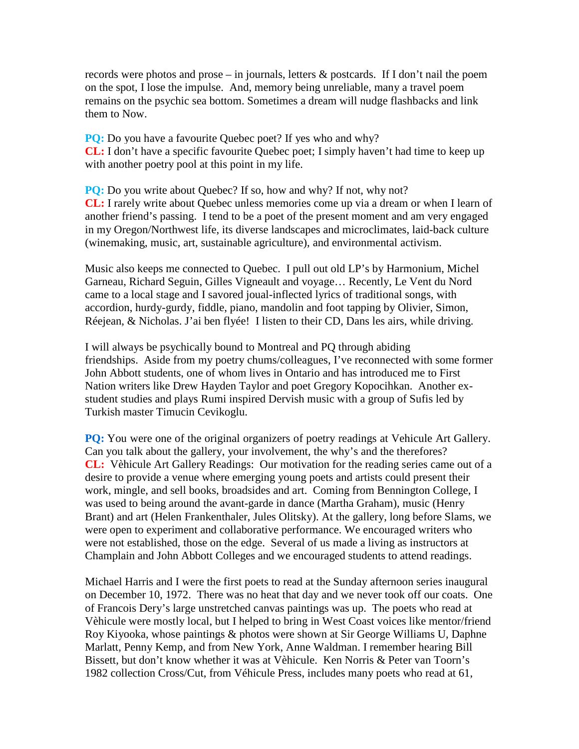records were photos and prose – in journals, letters & postcards. If I don't nail the poem on the spot, I lose the impulse. And, memory being unreliable, many a travel poem remains on the psychic sea bottom. Sometimes a dream will nudge flashbacks and link them to Now.

**PQ:** Do you have a favourite Quebec poet? If yes who and why?
**CL:** I don't have a specific favourite Quebec poet; I simply haven't had time to keep up with another poetry pool at this point in my life.

**PQ:** Do you write about Quebec? If so, how and why? If not, why not?
**CL:** I rarely write about Quebec unless memories come up via a dream or when I learn of another friend's passing. I tend to be a poet of the present moment and am very engaged in my Oregon/Northwest life, its diverse landscapes and microclimates, laid-back culture (winemaking, music, art, sustainable agriculture), and environmental activism.

Music also keeps me connected to Quebec. I pull out old LP's by Harmonium, Michel Garneau, Richard Seguin, Gilles Vigneault and voyage… Recently, Le Vent du Nord came to a local stage and I savored joual-inflected lyrics of traditional songs, with accordion, hurdy-gurdy, fiddle, piano, mandolin and foot tapping by Olivier, Simon, Réejean, & Nicholas. J'ai ben flyée! I listen to their CD, Dans les airs, while driving.

I will always be psychically bound to Montreal and PQ through abiding friendships. Aside from my poetry chums/colleagues, I've reconnected with some former John Abbott students, one of whom lives in Ontario and has introduced me to First Nation writers like Drew Hayden Taylor and poet Gregory Kopocihkan. Another ex-student studies and plays Rumi inspired Dervish music with a group of Sufis led by Turkish master Timucin Cevikoglu.

**PQ:** You were one of the original organizers of poetry readings at Vehicule Art Gallery. Can you talk about the gallery, your involvement, the why's and the therefores?
**CL:** Vèhicule Art Gallery Readings: Our motivation for the reading series came out of a desire to provide a venue where emerging young poets and artists could present their work, mingle, and sell books, broadsides and art. Coming from Bennington College, I was used to being around the avant-garde in dance (Martha Graham), music (Henry Brant) and art (Helen Frankenthaler, Jules Olitsky). At the gallery, long before Slams, we were open to experiment and collaborative performance. We encouraged writers who were not established, those on the edge. Several of us made a living as instructors at Champlain and John Abbott Colleges and we encouraged students to attend readings.

Michael Harris and I were the first poets to read at the Sunday afternoon series inaugural on December 10, 1972. There was no heat that day and we never took off our coats. One of Francois Dery's large unstretched canvas paintings was up. The poets who read at Vèhicule were mostly local, but I helped to bring in West Coast voices like mentor/friend Roy Kiyooka, whose paintings & photos were shown at Sir George Williams U, Daphne Marlatt, Penny Kemp, and from New York, Anne Waldman. I remember hearing Bill Bissett, but don't know whether it was at Vèhicule. Ken Norris & Peter van Toorn's 1982 collection Cross/Cut, from Véhicule Press, includes many poets who read at 61,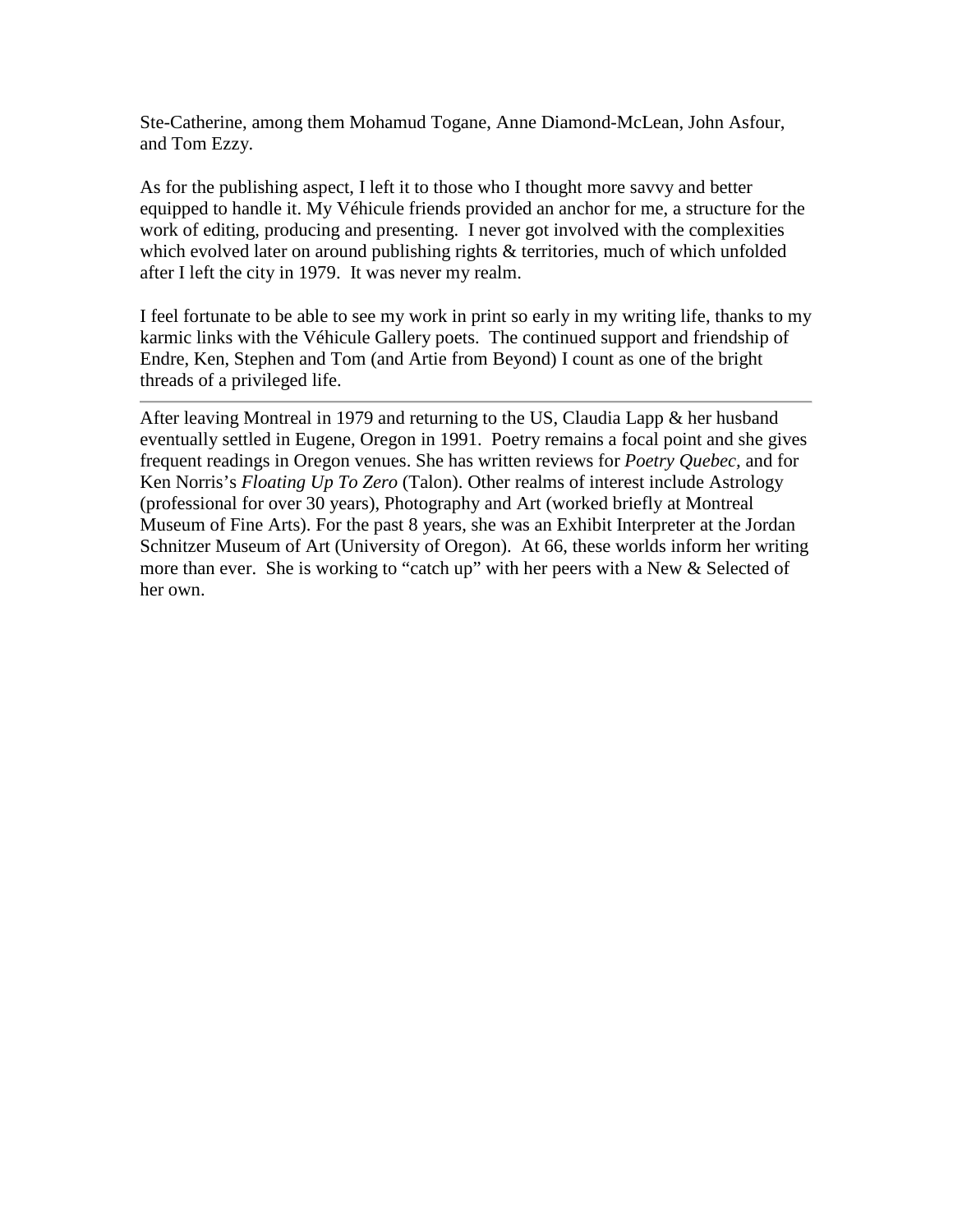Ste-Catherine, among them Mohamud Togane, Anne Diamond-McLean, John Asfour, and Tom Ezzy.

As for the publishing aspect, I left it to those who I thought more savvy and better equipped to handle it. My Véhicule friends provided an anchor for me, a structure for the work of editing, producing and presenting. I never got involved with the complexities which evolved later on around publishing rights & territories, much of which unfolded after I left the city in 1979. It was never my realm.

I feel fortunate to be able to see my work in print so early in my writing life, thanks to my karmic links with the Véhicule Gallery poets. The continued support and friendship of Endre, Ken, Stephen and Tom (and Artie from Beyond) I count as one of the bright threads of a privileged life.

---

After leaving Montreal in 1979 and returning to the US, Claudia Lapp & her husband eventually settled in Eugene, Oregon in 1991. Poetry remains a focal point and she gives frequent readings in Oregon venues. She has written reviews for *Poetry Quebec,* and for Ken Norris's *Floating Up To Zero* (Talon). Other realms of interest include Astrology (professional for over 30 years), Photography and Art (worked briefly at Montreal Museum of Fine Arts). For the past 8 years, she was an Exhibit Interpreter at the Jordan Schnitzer Museum of Art (University of Oregon). At 66, these worlds inform her writing more than ever. She is working to "catch up" with her peers with a New & Selected of her own.